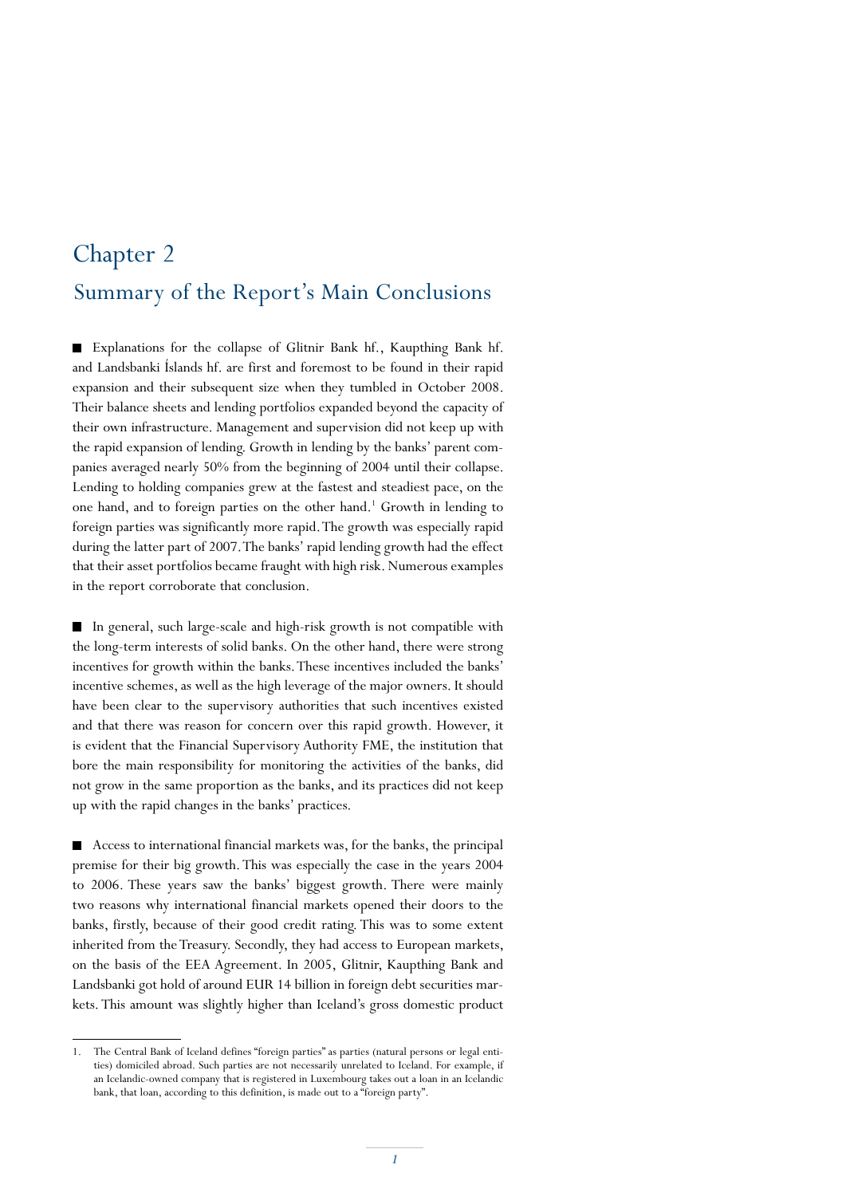# Chapter 2

## Summary of the Report's Main Conclusions

■ Explanations for the collapse of Glitnir Bank hf., Kaupthing Bank hf. and Landsbanki Íslands hf. are first and foremost to be found in their rapid expansion and their subsequent size when they tumbled in October 2008. Their balance sheets and lending portfolios expanded beyond the capacity of their own infrastructure. Management and supervision did not keep up with the rapid expansion of lending. Growth in lending by the banks' parent companies averaged nearly 50% from the beginning of 2004 until their collapse. Lending to holding companies grew at the fastest and steadiest pace, on the one hand, and to foreign parties on the other hand.[1] Growth in lending to foreign parties was significantly more rapid. The growth was especially rapid during the latter part of 2007. The banks' rapid lending growth had the effect that their asset portfolios became fraught with high risk. Numerous examples in the report corroborate that conclusion.

■ In general, such large-scale and high-risk growth is not compatible with the long-term interests of solid banks. On the other hand, there were strong incentives for growth within the banks. These incentives included the banks' incentive schemes, as well as the high leverage of the major owners. It should have been clear to the supervisory authorities that such incentives existed and that there was reason for concern over this rapid growth. However, it is evident that the Financial Supervisory Authority FME, the institution that bore the main responsibility for monitoring the activities of the banks, did not grow in the same proportion as the banks, and its practices did not keep up with the rapid changes in the banks' practices.

■ Access to international financial markets was, for the banks, the principal premise for their big growth. This was especially the case in the years 2004 to 2006. These years saw the banks' biggest growth. There were mainly two reasons why international financial markets opened their doors to the banks, firstly, because of their good credit rating. This was to some extent inherited from the Treasury. Secondly, they had access to European markets, on the basis of the EEA Agreement. In 2005, Glitnir, Kaupthing Bank and Landsbanki got hold of around EUR 14 billion in foreign debt securities markets. This amount was slightly higher than Iceland's gross domestic product

---

1. The Central Bank of Iceland defines "foreign parties" as parties (natural persons or legal entities) domiciled abroad. Such parties are not necessarily unrelated to Iceland. For example, if an Icelandic-owned company that is registered in Luxembourg takes out a loan in an Icelandic bank, that loan, according to this definition, is made out to a "foreign party".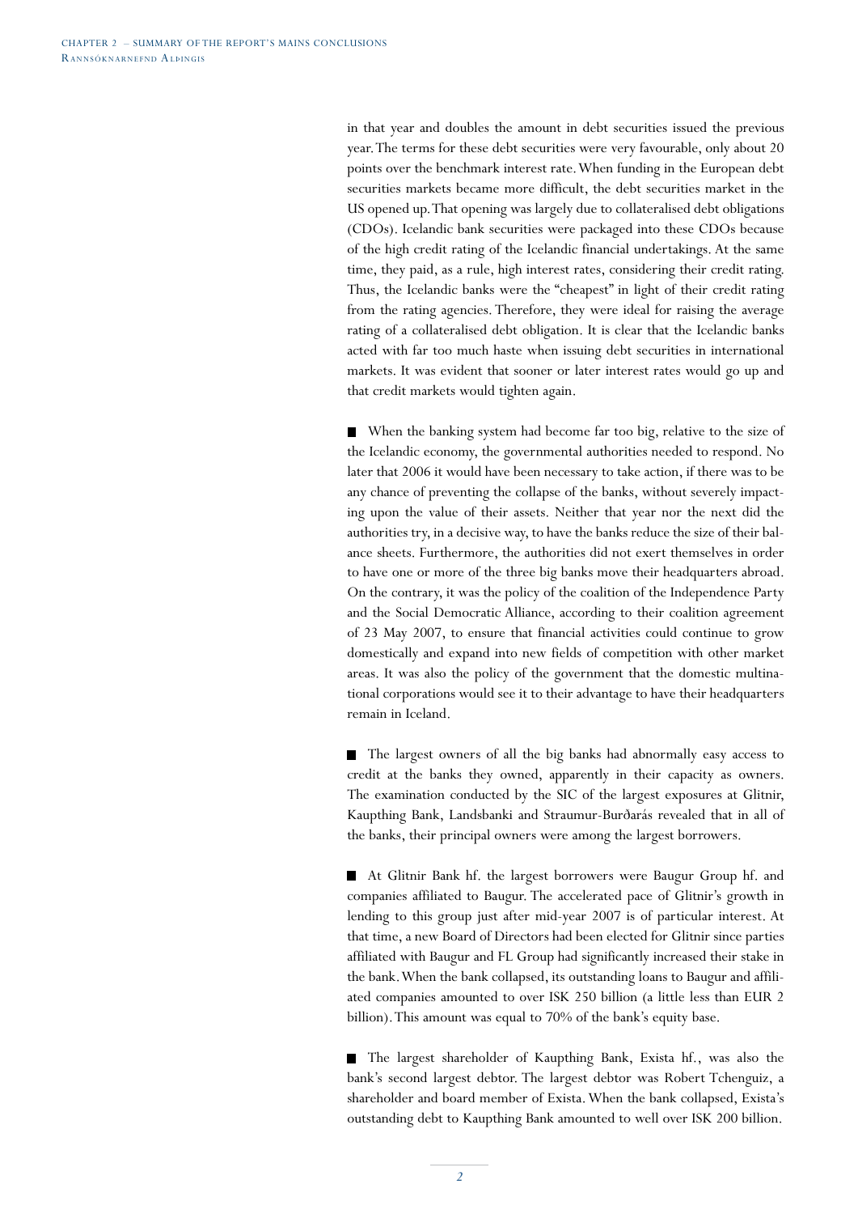in that year and doubles the amount in debt securities issued the previous year. The terms for these debt securities were very favourable, only about 20 points over the benchmark interest rate. When funding in the European debt securities markets became more difficult, the debt securities market in the US opened up. That opening was largely due to collateralised debt obligations (CDOs). Icelandic bank securities were packaged into these CDOs because of the high credit rating of the Icelandic financial undertakings. At the same time, they paid, as a rule, high interest rates, considering their credit rating. Thus, the Icelandic banks were the "cheapest" in light of their credit rating from the rating agencies. Therefore, they were ideal for raising the average rating of a collateralised debt obligation. It is clear that the Icelandic banks acted with far too much haste when issuing debt securities in international markets. It was evident that sooner or later interest rates would go up and that credit markets would tighten again.

- When the banking system had become far too big, relative to the size of the Icelandic economy, the governmental authorities needed to respond. No later that 2006 it would have been necessary to take action, if there was to be any chance of preventing the collapse of the banks, without severely impacting upon the value of their assets. Neither that year nor the next did the authorities try, in a decisive way, to have the banks reduce the size of their balance sheets. Furthermore, the authorities did not exert themselves in order to have one or more of the three big banks move their headquarters abroad. On the contrary, it was the policy of the coalition of the Independence Party and the Social Democratic Alliance, according to their coalition agreement of 23 May 2007, to ensure that financial activities could continue to grow domestically and expand into new fields of competition with other market areas. It was also the policy of the government that the domestic multinational corporations would see it to their advantage to have their headquarters remain in Iceland.

- The largest owners of all the big banks had abnormally easy access to credit at the banks they owned, apparently in their capacity as owners. The examination conducted by the SIC of the largest exposures at Glitnir, Kaupthing Bank, Landsbanki and Straumur-Burðarás revealed that in all of the banks, their principal owners were among the largest borrowers.

- At Glitnir Bank hf. the largest borrowers were Baugur Group hf. and companies affiliated to Baugur. The accelerated pace of Glitnir's growth in lending to this group just after mid-year 2007 is of particular interest. At that time, a new Board of Directors had been elected for Glitnir since parties affiliated with Baugur and FL Group had significantly increased their stake in the bank. When the bank collapsed, its outstanding loans to Baugur and affiliated companies amounted to over ISK 250 billion (a little less than EUR 2 billion). This amount was equal to 70% of the bank's equity base.

- The largest shareholder of Kaupthing Bank, Exista hf., was also the bank's second largest debtor. The largest debtor was Robert Tchenguiz, a shareholder and board member of Exista. When the bank collapsed, Exista's outstanding debt to Kaupthing Bank amounted to well over ISK 200 billion.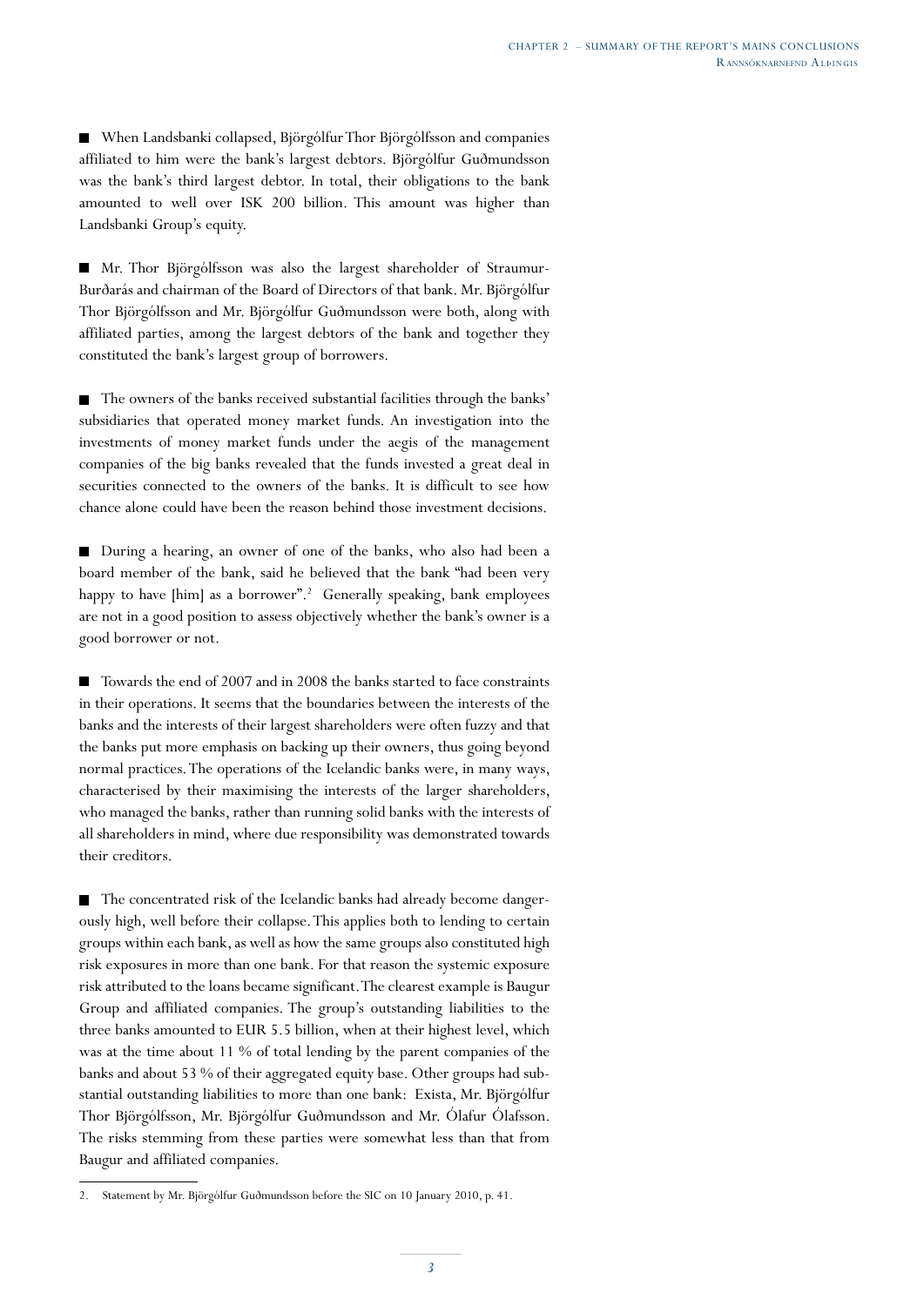- When Landsbanki collapsed, Björgólfur Thor Björgólfsson and companies affiliated to him were the bank's largest debtors. Björgólfur Guðmundsson was the bank's third largest debtor. In total, their obligations to the bank amounted to well over ISK 200 billion. This amount was higher than Landsbanki Group's equity.

- Mr. Thor Björgólfsson was also the largest shareholder of Straumur-Burðarás and chairman of the Board of Directors of that bank. Mr. Björgólfur Thor Björgólfsson and Mr. Björgólfur Guðmundsson were both, along with affiliated parties, among the largest debtors of the bank and together they constituted the bank's largest group of borrowers.

- The owners of the banks received substantial facilities through the banks' subsidiaries that operated money market funds. An investigation into the investments of money market funds under the aegis of the management companies of the big banks revealed that the funds invested a great deal in securities connected to the owners of the banks. It is difficult to see how chance alone could have been the reason behind those investment decisions.

- During a hearing, an owner of one of the banks, who also had been a board member of the bank, said he believed that the bank "had been very happy to have [him] as a borrower".[2] Generally speaking, bank employees are not in a good position to assess objectively whether the bank's owner is a good borrower or not.

- Towards the end of 2007 and in 2008 the banks started to face constraints in their operations. It seems that the boundaries between the interests of the banks and the interests of their largest shareholders were often fuzzy and that the banks put more emphasis on backing up their owners, thus going beyond normal practices. The operations of the Icelandic banks were, in many ways, characterised by their maximising the interests of the larger shareholders, who managed the banks, rather than running solid banks with the interests of all shareholders in mind, where due responsibility was demonstrated towards their creditors.

- The concentrated risk of the Icelandic banks had already become dangerously high, well before their collapse. This applies both to lending to certain groups within each bank, as well as how the same groups also constituted high risk exposures in more than one bank. For that reason the systemic exposure risk attributed to the loans became significant. The clearest example is Baugur Group and affiliated companies. The group's outstanding liabilities to the three banks amounted to EUR 5.5 billion, when at their highest level, which was at the time about 11 % of total lending by the parent companies of the banks and about 53 % of their aggregated equity base. Other groups had substantial outstanding liabilities to more than one bank: Exista, Mr. Björgólfur Thor Björgólfsson, Mr. Björgólfur Guðmundsson and Mr. Ólafur Ólafsson. The risks stemming from these parties were somewhat less than that from Baugur and affiliated companies.

---

2. Statement by Mr. Björgólfur Guðmundsson before the SIC on 10 January 2010, p. 41.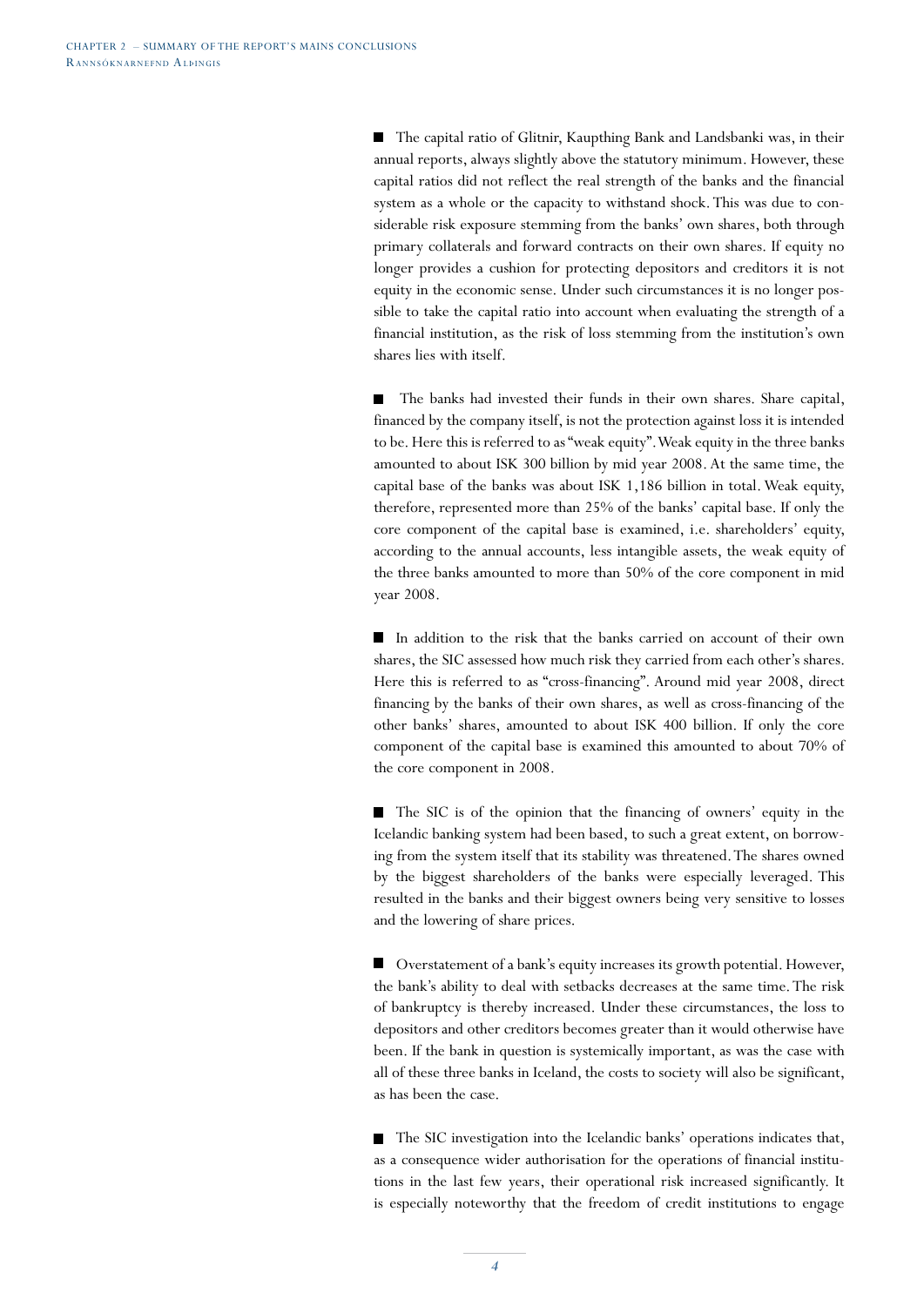- The capital ratio of Glitnir, Kaupthing Bank and Landsbanki was, in their annual reports, always slightly above the statutory minimum. However, these capital ratios did not reflect the real strength of the banks and the financial system as a whole or the capacity to withstand shock. This was due to considerable risk exposure stemming from the banks' own shares, both through primary collaterals and forward contracts on their own shares. If equity no longer provides a cushion for protecting depositors and creditors it is not equity in the economic sense. Under such circumstances it is no longer possible to take the capital ratio into account when evaluating the strength of a financial institution, as the risk of loss stemming from the institution's own shares lies with itself.

- The banks had invested their funds in their own shares. Share capital, financed by the company itself, is not the protection against loss it is intended to be. Here this is referred to as "weak equity". Weak equity in the three banks amounted to about ISK 300 billion by mid year 2008. At the same time, the capital base of the banks was about ISK 1,186 billion in total. Weak equity, therefore, represented more than 25% of the banks' capital base. If only the core component of the capital base is examined, i.e. shareholders' equity, according to the annual accounts, less intangible assets, the weak equity of the three banks amounted to more than 50% of the core component in mid year 2008.

- In addition to the risk that the banks carried on account of their own shares, the SIC assessed how much risk they carried from each other's shares. Here this is referred to as "cross-financing". Around mid year 2008, direct financing by the banks of their own shares, as well as cross-financing of the other banks' shares, amounted to about ISK 400 billion. If only the core component of the capital base is examined this amounted to about 70% of the core component in 2008.

- The SIC is of the opinion that the financing of owners' equity in the Icelandic banking system had been based, to such a great extent, on borrowing from the system itself that its stability was threatened. The shares owned by the biggest shareholders of the banks were especially leveraged. This resulted in the banks and their biggest owners being very sensitive to losses and the lowering of share prices.

- Overstatement of a bank's equity increases its growth potential. However, the bank's ability to deal with setbacks decreases at the same time. The risk of bankruptcy is thereby increased. Under these circumstances, the loss to depositors and other creditors becomes greater than it would otherwise have been. If the bank in question is systemically important, as was the case with all of these three banks in Iceland, the costs to society will also be significant, as has been the case.

- The SIC investigation into the Icelandic banks' operations indicates that, as a consequence wider authorisation for the operations of financial institutions in the last few years, their operational risk increased significantly. It is especially noteworthy that the freedom of credit institutions to engage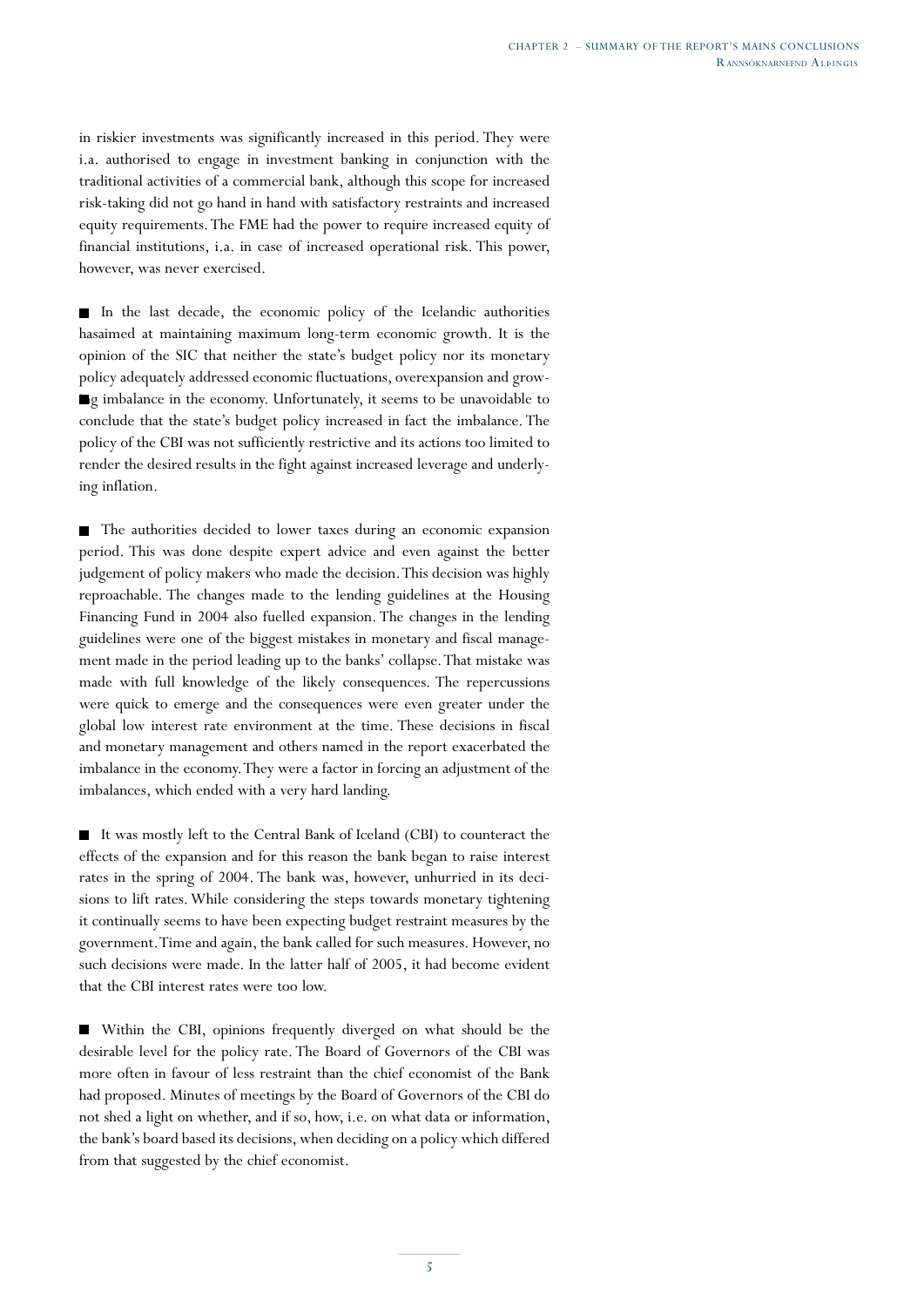in riskier investments was significantly increased in this period. They were i.a. authorised to engage in investment banking in conjunction with the traditional activities of a commercial bank, although this scope for increased risk-taking did not go hand in hand with satisfactory restraints and increased equity requirements. The FME had the power to require increased equity of financial institutions, i.a. in case of increased operational risk. This power, however, was never exercised.

- In the last decade, the economic policy of the Icelandic authorities hasaimed at maintaining maximum long-term economic growth. It is the opinion of the SIC that neither the state's budget policy nor its monetary policy adequately addressed economic fluctuations, overexpansion and growing imbalance in the economy. Unfortunately, it seems to be unavoidable to conclude that the state's budget policy increased in fact the imbalance. The policy of the CBI was not sufficiently restrictive and its actions too limited to render the desired results in the fight against increased leverage and underlying inflation.

- The authorities decided to lower taxes during an economic expansion period. This was done despite expert advice and even against the better judgement of policy makers who made the decision. This decision was highly reproachable. The changes made to the lending guidelines at the Housing Financing Fund in 2004 also fuelled expansion. The changes in the lending guidelines were one of the biggest mistakes in monetary and fiscal management made in the period leading up to the banks' collapse. That mistake was made with full knowledge of the likely consequences. The repercussions were quick to emerge and the consequences were even greater under the global low interest rate environment at the time. These decisions in fiscal and monetary management and others named in the report exacerbated the imbalance in the economy. They were a factor in forcing an adjustment of the imbalances, which ended with a very hard landing.

- It was mostly left to the Central Bank of Iceland (CBI) to counteract the effects of the expansion and for this reason the bank began to raise interest rates in the spring of 2004. The bank was, however, unhurried in its decisions to lift rates. While considering the steps towards monetary tightening it continually seems to have been expecting budget restraint measures by the government. Time and again, the bank called for such measures. However, no such decisions were made. In the latter half of 2005, it had become evident that the CBI interest rates were too low.

- Within the CBI, opinions frequently diverged on what should be the desirable level for the policy rate. The Board of Governors of the CBI was more often in favour of less restraint than the chief economist of the Bank had proposed. Minutes of meetings by the Board of Governors of the CBI do not shed a light on whether, and if so, how, i.e. on what data or information, the bank's board based its decisions, when deciding on a policy which differed from that suggested by the chief economist.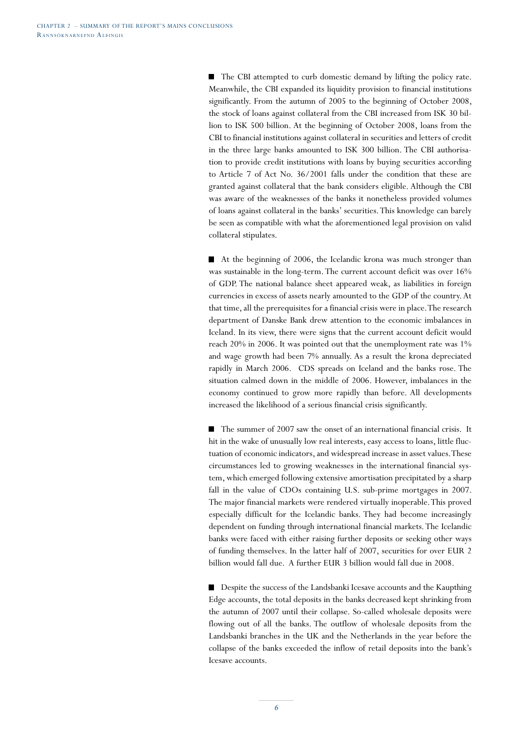- The CBI attempted to curb domestic demand by lifting the policy rate. Meanwhile, the CBI expanded its liquidity provision to financial institutions significantly. From the autumn of 2005 to the beginning of October 2008, the stock of loans against collateral from the CBI increased from ISK 30 billion to ISK 500 billion. At the beginning of October 2008, loans from the CBI to financial institutions against collateral in securities and letters of credit in the three large banks amounted to ISK 300 billion. The CBI authorisation to provide credit institutions with loans by buying securities according to Article 7 of Act No. 36/2001 falls under the condition that these are granted against collateral that the bank considers eligible. Although the CBI was aware of the weaknesses of the banks it nonetheless provided volumes of loans against collateral in the banks' securities. This knowledge can barely be seen as compatible with what the aforementioned legal provision on valid collateral stipulates.

- At the beginning of 2006, the Icelandic krona was much stronger than was sustainable in the long-term. The current account deficit was over 16% of GDP. The national balance sheet appeared weak, as liabilities in foreign currencies in excess of assets nearly amounted to the GDP of the country. At that time, all the prerequisites for a financial crisis were in place. The research department of Danske Bank drew attention to the economic imbalances in Iceland. In its view, there were signs that the current account deficit would reach 20% in 2006. It was pointed out that the unemployment rate was 1% and wage growth had been 7% annually. As a result the krona depreciated rapidly in March 2006. CDS spreads on Iceland and the banks rose. The situation calmed down in the middle of 2006. However, imbalances in the economy continued to grow more rapidly than before. All developments increased the likelihood of a serious financial crisis significantly.

- The summer of 2007 saw the onset of an international financial crisis. It hit in the wake of unusually low real interests, easy access to loans, little fluctuation of economic indicators, and widespread increase in asset values. These circumstances led to growing weaknesses in the international financial system, which emerged following extensive amortisation precipitated by a sharp fall in the value of CDOs containing U.S. sub-prime mortgages in 2007. The major financial markets were rendered virtually inoperable. This proved especially difficult for the Icelandic banks. They had become increasingly dependent on funding through international financial markets. The Icelandic banks were faced with either raising further deposits or seeking other ways of funding themselves. In the latter half of 2007, securities for over EUR 2 billion would fall due. A further EUR 3 billion would fall due in 2008.

- Despite the success of the Landsbanki Icesave accounts and the Kaupthing Edge accounts, the total deposits in the banks decreased kept shrinking from the autumn of 2007 until their collapse. So-called wholesale deposits were flowing out of all the banks. The outflow of wholesale deposits from the Landsbanki branches in the UK and the Netherlands in the year before the collapse of the banks exceeded the inflow of retail deposits into the bank's Icesave accounts.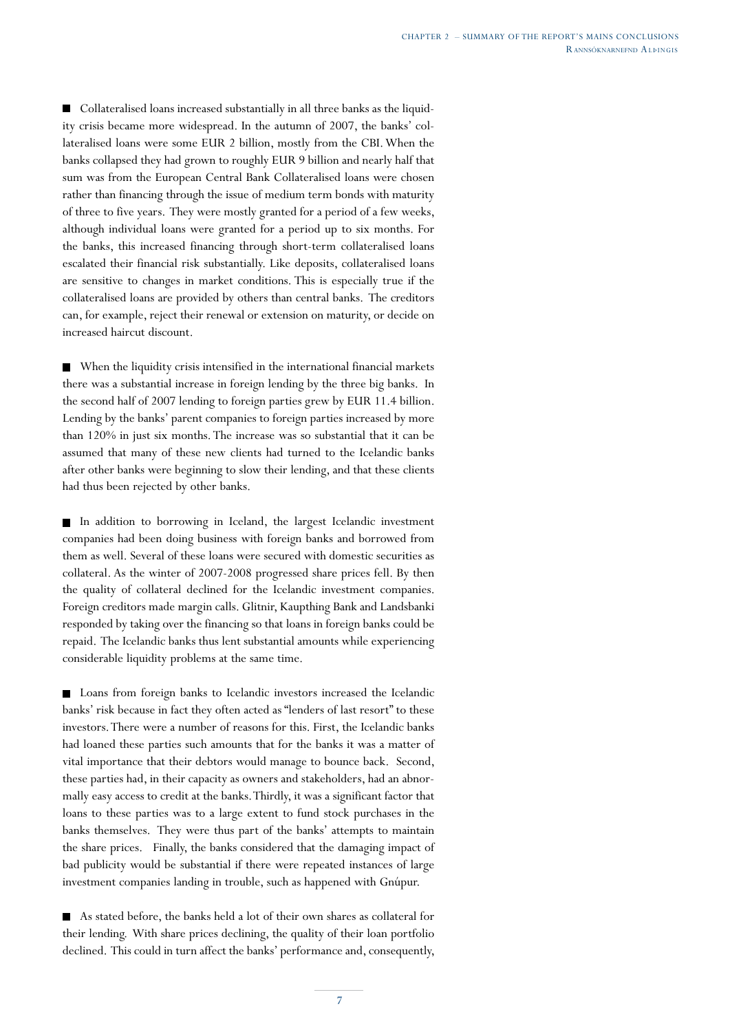■ Collateralised loans increased substantially in all three banks as the liquidity crisis became more widespread. In the autumn of 2007, the banks' collateralised loans were some EUR 2 billion, mostly from the CBI. When the banks collapsed they had grown to roughly EUR 9 billion and nearly half that sum was from the European Central Bank Collateralised loans were chosen rather than financing through the issue of medium term bonds with maturity of three to five years. They were mostly granted for a period of a few weeks, although individual loans were granted for a period up to six months. For the banks, this increased financing through short-term collateralised loans escalated their financial risk substantially. Like deposits, collateralised loans are sensitive to changes in market conditions. This is especially true if the collateralised loans are provided by others than central banks. The creditors can, for example, reject their renewal or extension on maturity, or decide on increased haircut discount.

■ When the liquidity crisis intensified in the international financial markets there was a substantial increase in foreign lending by the three big banks. In the second half of 2007 lending to foreign parties grew by EUR 11.4 billion. Lending by the banks' parent companies to foreign parties increased by more than 120% in just six months. The increase was so substantial that it can be assumed that many of these new clients had turned to the Icelandic banks after other banks were beginning to slow their lending, and that these clients had thus been rejected by other banks.

■ In addition to borrowing in Iceland, the largest Icelandic investment companies had been doing business with foreign banks and borrowed from them as well. Several of these loans were secured with domestic securities as collateral. As the winter of 2007-2008 progressed share prices fell. By then the quality of collateral declined for the Icelandic investment companies. Foreign creditors made margin calls. Glitnir, Kaupthing Bank and Landsbanki responded by taking over the financing so that loans in foreign banks could be repaid. The Icelandic banks thus lent substantial amounts while experiencing considerable liquidity problems at the same time.

■ Loans from foreign banks to Icelandic investors increased the Icelandic banks' risk because in fact they often acted as "lenders of last resort" to these investors. There were a number of reasons for this. First, the Icelandic banks had loaned these parties such amounts that for the banks it was a matter of vital importance that their debtors would manage to bounce back. Second, these parties had, in their capacity as owners and stakeholders, had an abnormally easy access to credit at the banks. Thirdly, it was a significant factor that loans to these parties was to a large extent to fund stock purchases in the banks themselves. They were thus part of the banks' attempts to maintain the share prices. Finally, the banks considered that the damaging impact of bad publicity would be substantial if there were repeated instances of large investment companies landing in trouble, such as happened with Gnúpur.

■ As stated before, the banks held a lot of their own shares as collateral for their lending. With share prices declining, the quality of their loan portfolio declined. This could in turn affect the banks' performance and, consequently,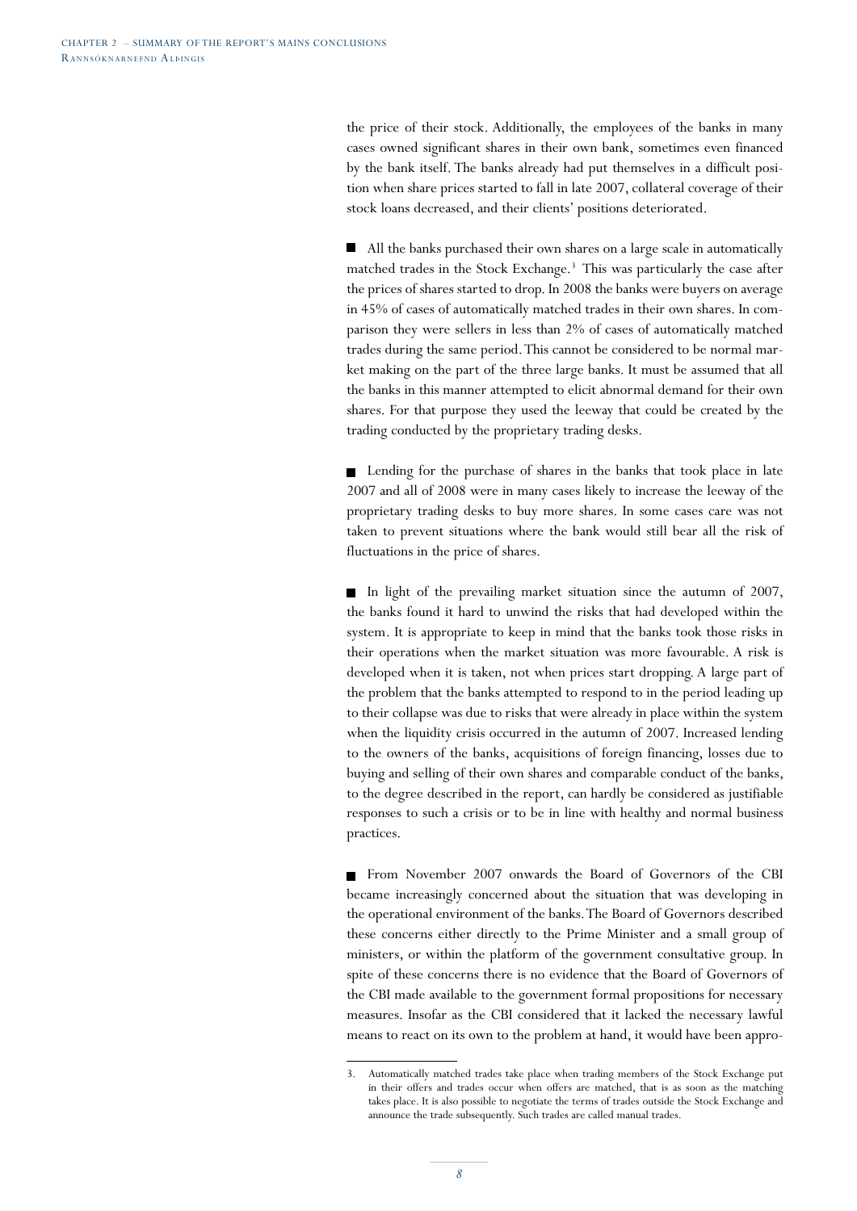the price of their stock. Additionally, the employees of the banks in many cases owned significant shares in their own bank, sometimes even financed by the bank itself. The banks already had put themselves in a difficult position when share prices started to fall in late 2007, collateral coverage of their stock loans decreased, and their clients' positions deteriorated.

- All the banks purchased their own shares on a large scale in automatically matched trades in the Stock Exchange.[3] This was particularly the case after the prices of shares started to drop. In 2008 the banks were buyers on average in 45% of cases of automatically matched trades in their own shares. In comparison they were sellers in less than 2% of cases of automatically matched trades during the same period. This cannot be considered to be normal market making on the part of the three large banks. It must be assumed that all the banks in this manner attempted to elicit abnormal demand for their own shares. For that purpose they used the leeway that could be created by the trading conducted by the proprietary trading desks.

- Lending for the purchase of shares in the banks that took place in late 2007 and all of 2008 were in many cases likely to increase the leeway of the proprietary trading desks to buy more shares. In some cases care was not taken to prevent situations where the bank would still bear all the risk of fluctuations in the price of shares.

- In light of the prevailing market situation since the autumn of 2007, the banks found it hard to unwind the risks that had developed within the system. It is appropriate to keep in mind that the banks took those risks in their operations when the market situation was more favourable. A risk is developed when it is taken, not when prices start dropping. A large part of the problem that the banks attempted to respond to in the period leading up to their collapse was due to risks that were already in place within the system when the liquidity crisis occurred in the autumn of 2007. Increased lending to the owners of the banks, acquisitions of foreign financing, losses due to buying and selling of their own shares and comparable conduct of the banks, to the degree described in the report, can hardly be considered as justifiable responses to such a crisis or to be in line with healthy and normal business practices.

- From November 2007 onwards the Board of Governors of the CBI became increasingly concerned about the situation that was developing in the operational environment of the banks. The Board of Governors described these concerns either directly to the Prime Minister and a small group of ministers, or within the platform of the government consultative group. In spite of these concerns there is no evidence that the Board of Governors of the CBI made available to the government formal propositions for necessary measures. Insofar as the CBI considered that it lacked the necessary lawful means to react on its own to the problem at hand, it would have been appro-

---

3. Automatically matched trades take place when trading members of the Stock Exchange put in their offers and trades occur when offers are matched, that is as soon as the matching takes place. It is also possible to negotiate the terms of trades outside the Stock Exchange and announce the trade subsequently. Such trades are called manual trades.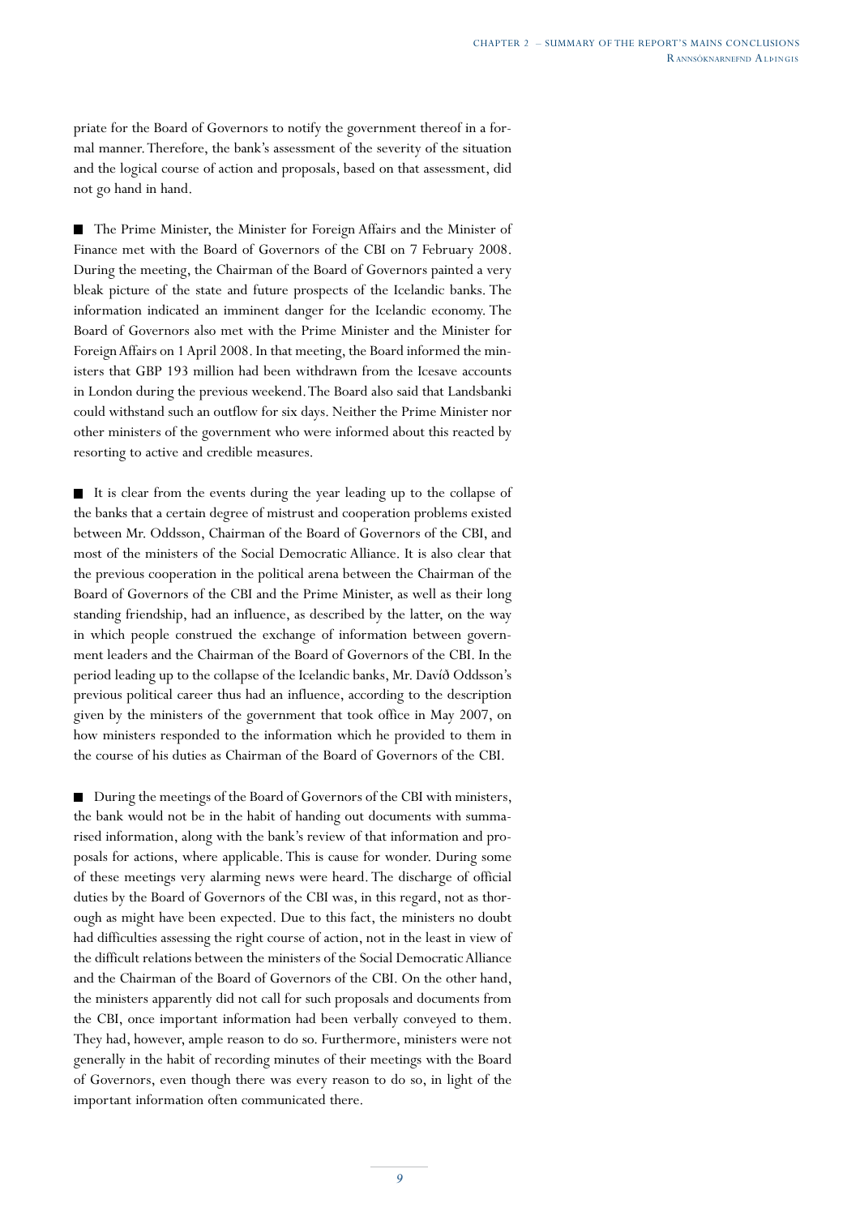priate for the Board of Governors to notify the government thereof in a formal manner. Therefore, the bank's assessment of the severity of the situation and the logical course of action and proposals, based on that assessment, did not go hand in hand.

■ The Prime Minister, the Minister for Foreign Affairs and the Minister of Finance met with the Board of Governors of the CBI on 7 February 2008. During the meeting, the Chairman of the Board of Governors painted a very bleak picture of the state and future prospects of the Icelandic banks. The information indicated an imminent danger for the Icelandic economy. The Board of Governors also met with the Prime Minister and the Minister for Foreign Affairs on 1 April 2008. In that meeting, the Board informed the ministers that GBP 193 million had been withdrawn from the Icesave accounts in London during the previous weekend. The Board also said that Landsbanki could withstand such an outflow for six days. Neither the Prime Minister nor other ministers of the government who were informed about this reacted by resorting to active and credible measures.

■ It is clear from the events during the year leading up to the collapse of the banks that a certain degree of mistrust and cooperation problems existed between Mr. Oddsson, Chairman of the Board of Governors of the CBI, and most of the ministers of the Social Democratic Alliance. It is also clear that the previous cooperation in the political arena between the Chairman of the Board of Governors of the CBI and the Prime Minister, as well as their long standing friendship, had an influence, as described by the latter, on the way in which people construed the exchange of information between government leaders and the Chairman of the Board of Governors of the CBI. In the period leading up to the collapse of the Icelandic banks, Mr. Davíð Oddsson's previous political career thus had an influence, according to the description given by the ministers of the government that took office in May 2007, on how ministers responded to the information which he provided to them in the course of his duties as Chairman of the Board of Governors of the CBI.

■ During the meetings of the Board of Governors of the CBI with ministers, the bank would not be in the habit of handing out documents with summarised information, along with the bank's review of that information and proposals for actions, where applicable. This is cause for wonder. During some of these meetings very alarming news were heard. The discharge of official duties by the Board of Governors of the CBI was, in this regard, not as thorough as might have been expected. Due to this fact, the ministers no doubt had difficulties assessing the right course of action, not in the least in view of the difficult relations between the ministers of the Social Democratic Alliance and the Chairman of the Board of Governors of the CBI. On the other hand, the ministers apparently did not call for such proposals and documents from the CBI, once important information had been verbally conveyed to them. They had, however, ample reason to do so. Furthermore, ministers were not generally in the habit of recording minutes of their meetings with the Board of Governors, even though there was every reason to do so, in light of the important information often communicated there.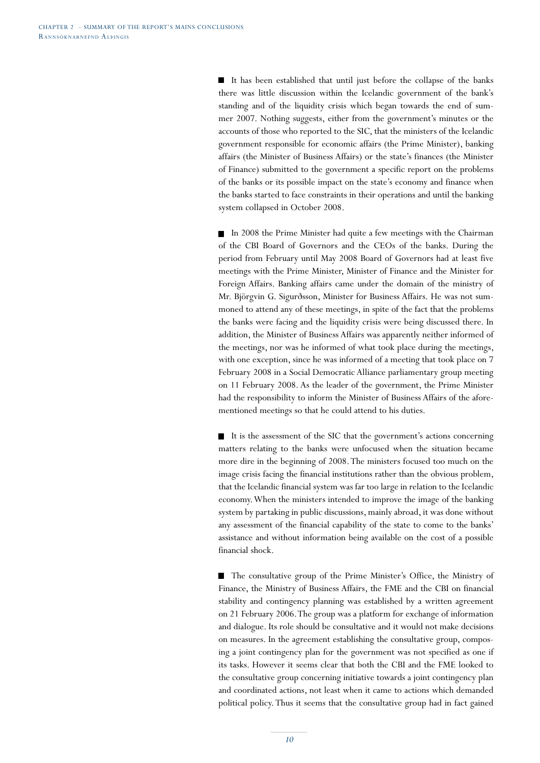- It has been established that until just before the collapse of the banks there was little discussion within the Icelandic government of the bank's standing and of the liquidity crisis which began towards the end of summer 2007. Nothing suggests, either from the government's minutes or the accounts of those who reported to the SIC, that the ministers of the Icelandic government responsible for economic affairs (the Prime Minister), banking affairs (the Minister of Business Affairs) or the state's finances (the Minister of Finance) submitted to the government a specific report on the problems of the banks or its possible impact on the state's economy and finance when the banks started to face constraints in their operations and until the banking system collapsed in October 2008.

- In 2008 the Prime Minister had quite a few meetings with the Chairman of the CBI Board of Governors and the CEOs of the banks. During the period from February until May 2008 Board of Governors had at least five meetings with the Prime Minister, Minister of Finance and the Minister for Foreign Affairs. Banking affairs came under the domain of the ministry of Mr. Björgvin G. Sigurðsson, Minister for Business Affairs. He was not summoned to attend any of these meetings, in spite of the fact that the problems the banks were facing and the liquidity crisis were being discussed there. In addition, the Minister of Business Affairs was apparently neither informed of the meetings, nor was he informed of what took place during the meetings, with one exception, since he was informed of a meeting that took place on 7 February 2008 in a Social Democratic Alliance parliamentary group meeting on 11 February 2008. As the leader of the government, the Prime Minister had the responsibility to inform the Minister of Business Affairs of the aforementioned meetings so that he could attend to his duties.

- It is the assessment of the SIC that the government's actions concerning matters relating to the banks were unfocused when the situation became more dire in the beginning of 2008. The ministers focused too much on the image crisis facing the financial institutions rather than the obvious problem, that the Icelandic financial system was far too large in relation to the Icelandic economy. When the ministers intended to improve the image of the banking system by partaking in public discussions, mainly abroad, it was done without any assessment of the financial capability of the state to come to the banks' assistance and without information being available on the cost of a possible financial shock.

- The consultative group of the Prime Minister's Office, the Ministry of Finance, the Ministry of Business Affairs, the FME and the CBI on financial stability and contingency planning was established by a written agreement on 21 February 2006. The group was a platform for exchange of information and dialogue. Its role should be consultative and it would not make decisions on measures. In the agreement establishing the consultative group, composing a joint contingency plan for the government was not specified as one if its tasks. However it seems clear that both the CBI and the FME looked to the consultative group concerning initiative towards a joint contingency plan and coordinated actions, not least when it came to actions which demanded political policy. Thus it seems that the consultative group had in fact gained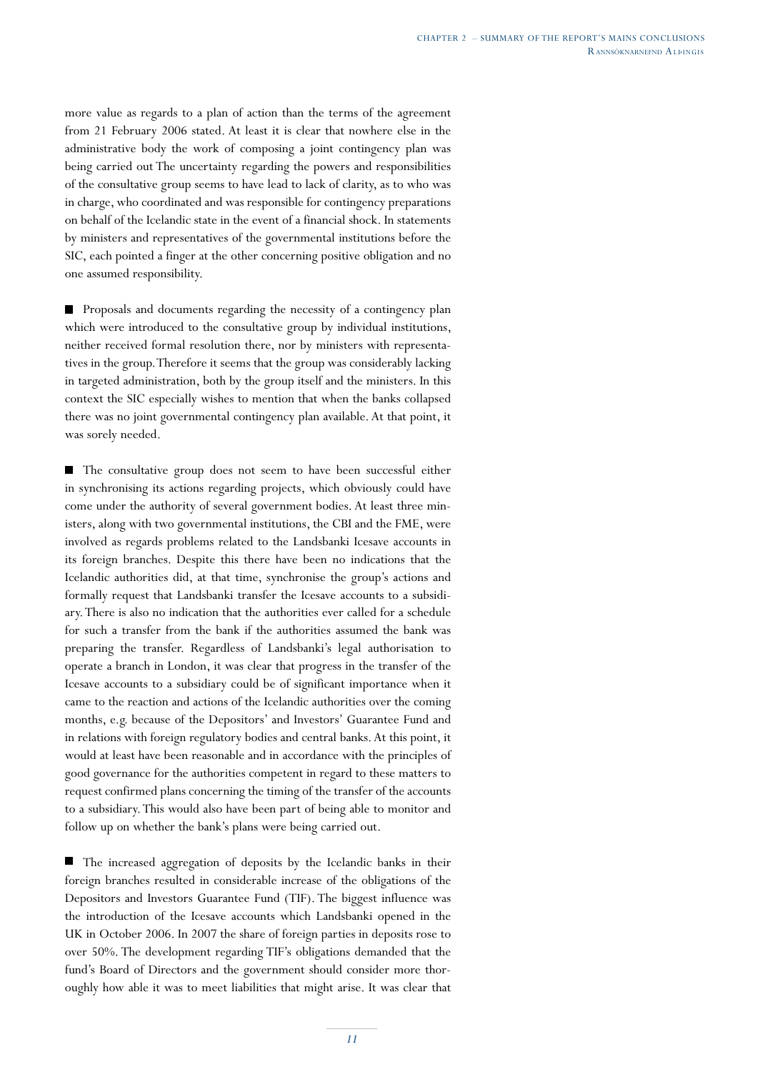more value as regards to a plan of action than the terms of the agreement from 21 February 2006 stated. At least it is clear that nowhere else in the administrative body the work of composing a joint contingency plan was being carried out The uncertainty regarding the powers and responsibilities of the consultative group seems to have lead to lack of clarity, as to who was in charge, who coordinated and was responsible for contingency preparations on behalf of the Icelandic state in the event of a financial shock. In statements by ministers and representatives of the governmental institutions before the SIC, each pointed a finger at the other concerning positive obligation and no one assumed responsibility.

- Proposals and documents regarding the necessity of a contingency plan which were introduced to the consultative group by individual institutions, neither received formal resolution there, nor by ministers with representatives in the group. Therefore it seems that the group was considerably lacking in targeted administration, both by the group itself and the ministers. In this context the SIC especially wishes to mention that when the banks collapsed there was no joint governmental contingency plan available. At that point, it was sorely needed.

- The consultative group does not seem to have been successful either in synchronising its actions regarding projects, which obviously could have come under the authority of several government bodies. At least three ministers, along with two governmental institutions, the CBI and the FME, were involved as regards problems related to the Landsbanki Icesave accounts in its foreign branches. Despite this there have been no indications that the Icelandic authorities did, at that time, synchronise the group's actions and formally request that Landsbanki transfer the Icesave accounts to a subsidiary. There is also no indication that the authorities ever called for a schedule for such a transfer from the bank if the authorities assumed the bank was preparing the transfer. Regardless of Landsbanki's legal authorisation to operate a branch in London, it was clear that progress in the transfer of the Icesave accounts to a subsidiary could be of significant importance when it came to the reaction and actions of the Icelandic authorities over the coming months, e.g. because of the Depositors' and Investors' Guarantee Fund and in relations with foreign regulatory bodies and central banks. At this point, it would at least have been reasonable and in accordance with the principles of good governance for the authorities competent in regard to these matters to request confirmed plans concerning the timing of the transfer of the accounts to a subsidiary. This would also have been part of being able to monitor and follow up on whether the bank's plans were being carried out.

- The increased aggregation of deposits by the Icelandic banks in their foreign branches resulted in considerable increase of the obligations of the Depositors and Investors Guarantee Fund (TIF). The biggest influence was the introduction of the Icesave accounts which Landsbanki opened in the UK in October 2006. In 2007 the share of foreign parties in deposits rose to over 50%. The development regarding TIF's obligations demanded that the fund's Board of Directors and the government should consider more thoroughly how able it was to meet liabilities that might arise. It was clear that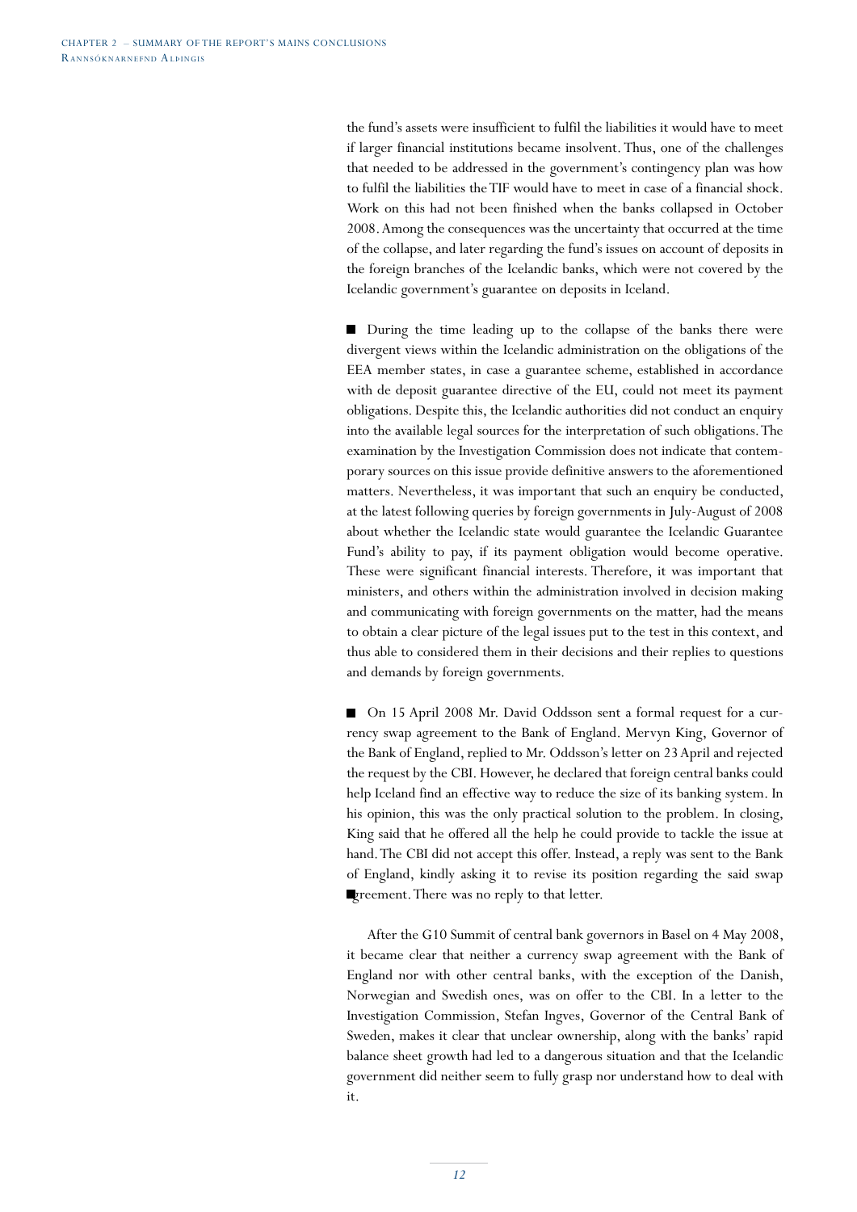the fund's assets were insufficient to fulfil the liabilities it would have to meet if larger financial institutions became insolvent. Thus, one of the challenges that needed to be addressed in the government's contingency plan was how to fulfil the liabilities the TIF would have to meet in case of a financial shock. Work on this had not been finished when the banks collapsed in October 2008. Among the consequences was the uncertainty that occurred at the time of the collapse, and later regarding the fund's issues on account of deposits in the foreign branches of the Icelandic banks, which were not covered by the Icelandic government's guarantee on deposits in Iceland.

■ During the time leading up to the collapse of the banks there were divergent views within the Icelandic administration on the obligations of the EEA member states, in case a guarantee scheme, established in accordance with de deposit guarantee directive of the EU, could not meet its payment obligations. Despite this, the Icelandic authorities did not conduct an enquiry into the available legal sources for the interpretation of such obligations. The examination by the Investigation Commission does not indicate that contemporary sources on this issue provide definitive answers to the aforementioned matters. Nevertheless, it was important that such an enquiry be conducted, at the latest following queries by foreign governments in July-August of 2008 about whether the Icelandic state would guarantee the Icelandic Guarantee Fund's ability to pay, if its payment obligation would become operative. These were significant financial interests. Therefore, it was important that ministers, and others within the administration involved in decision making and communicating with foreign governments on the matter, had the means to obtain a clear picture of the legal issues put to the test in this context, and thus able to considered them in their decisions and their replies to questions and demands by foreign governments.

■ On 15 April 2008 Mr. David Oddsson sent a formal request for a currency swap agreement to the Bank of England. Mervyn King, Governor of the Bank of England, replied to Mr. Oddsson's letter on 23 April and rejected the request by the CBI. However, he declared that foreign central banks could help Iceland find an effective way to reduce the size of its banking system. In his opinion, this was the only practical solution to the problem. In closing, King said that he offered all the help he could provide to tackle the issue at hand. The CBI did not accept this offer. Instead, a reply was sent to the Bank of England, kindly asking it to revise its position regarding the said swap agreement. There was no reply to that letter.

After the G10 Summit of central bank governors in Basel on 4 May 2008, it became clear that neither a currency swap agreement with the Bank of England nor with other central banks, with the exception of the Danish, Norwegian and Swedish ones, was on offer to the CBI. In a letter to the Investigation Commission, Stefan Ingves, Governor of the Central Bank of Sweden, makes it clear that unclear ownership, along with the banks' rapid balance sheet growth had led to a dangerous situation and that the Icelandic government did neither seem to fully grasp nor understand how to deal with it.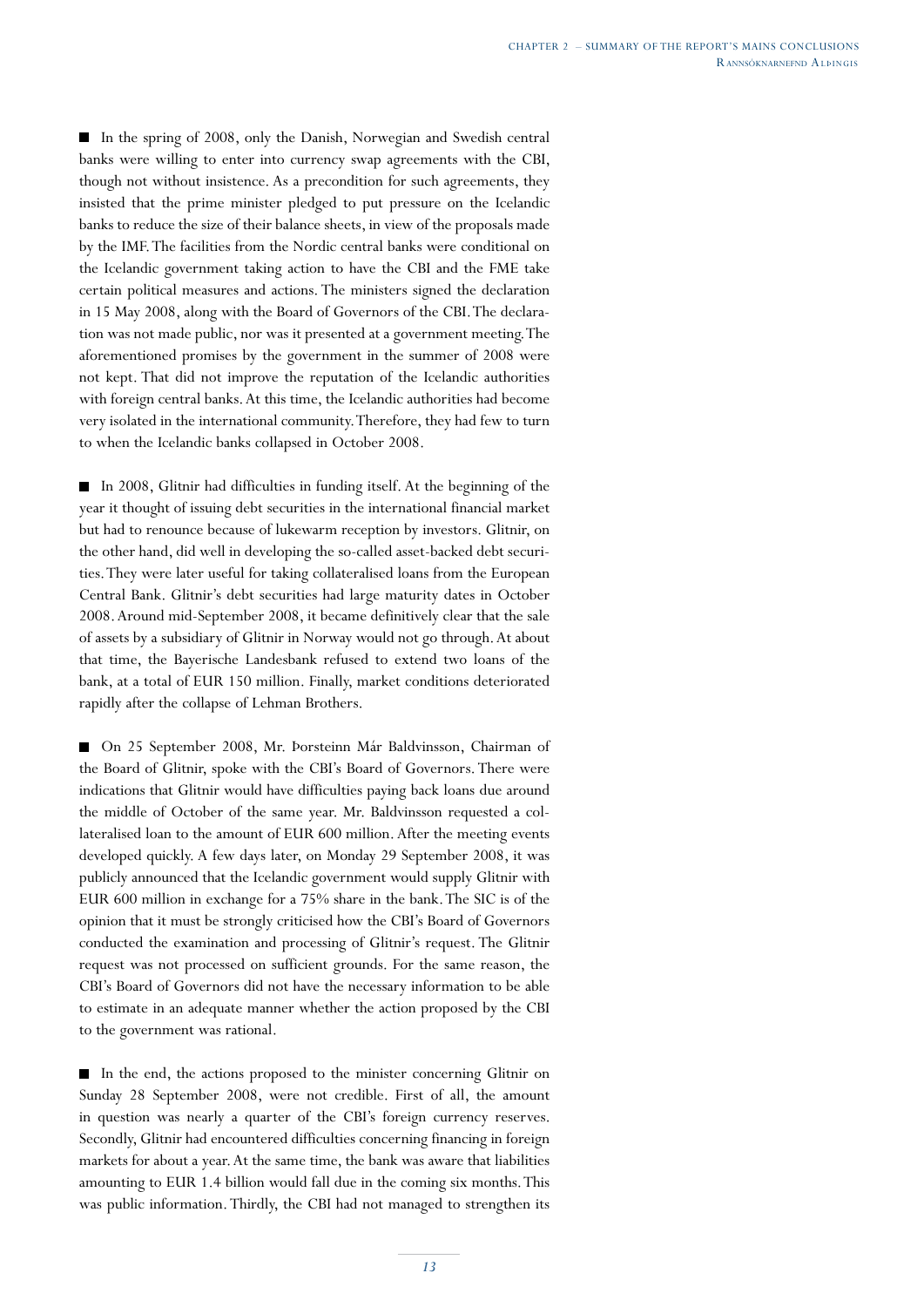■ In the spring of 2008, only the Danish, Norwegian and Swedish central banks were willing to enter into currency swap agreements with the CBI, though not without insistence. As a precondition for such agreements, they insisted that the prime minister pledged to put pressure on the Icelandic banks to reduce the size of their balance sheets, in view of the proposals made by the IMF. The facilities from the Nordic central banks were conditional on the Icelandic government taking action to have the CBI and the FME take certain political measures and actions. The ministers signed the declaration in 15 May 2008, along with the Board of Governors of the CBI. The declaration was not made public, nor was it presented at a government meeting. The aforementioned promises by the government in the summer of 2008 were not kept. That did not improve the reputation of the Icelandic authorities with foreign central banks. At this time, the Icelandic authorities had become very isolated in the international community. Therefore, they had few to turn to when the Icelandic banks collapsed in October 2008.

■ In 2008, Glitnir had difficulties in funding itself. At the beginning of the year it thought of issuing debt securities in the international financial market but had to renounce because of lukewarm reception by investors. Glitnir, on the other hand, did well in developing the so-called asset-backed debt securities. They were later useful for taking collateralised loans from the European Central Bank. Glitnir's debt securities had large maturity dates in October 2008. Around mid-September 2008, it became definitively clear that the sale of assets by a subsidiary of Glitnir in Norway would not go through. At about that time, the Bayerische Landesbank refused to extend two loans of the bank, at a total of EUR 150 million. Finally, market conditions deteriorated rapidly after the collapse of Lehman Brothers.

■ On 25 September 2008, Mr. Þorsteinn Már Baldvinsson, Chairman of the Board of Glitnir, spoke with the CBI's Board of Governors. There were indications that Glitnir would have difficulties paying back loans due around the middle of October of the same year. Mr. Baldvinsson requested a collateralised loan to the amount of EUR 600 million. After the meeting events developed quickly. A few days later, on Monday 29 September 2008, it was publicly announced that the Icelandic government would supply Glitnir with EUR 600 million in exchange for a 75% share in the bank. The SIC is of the opinion that it must be strongly criticised how the CBI's Board of Governors conducted the examination and processing of Glitnir's request. The Glitnir request was not processed on sufficient grounds. For the same reason, the CBI's Board of Governors did not have the necessary information to be able to estimate in an adequate manner whether the action proposed by the CBI to the government was rational.

■ In the end, the actions proposed to the minister concerning Glitnir on Sunday 28 September 2008, were not credible. First of all, the amount in question was nearly a quarter of the CBI's foreign currency reserves. Secondly, Glitnir had encountered difficulties concerning financing in foreign markets for about a year. At the same time, the bank was aware that liabilities amounting to EUR 1.4 billion would fall due in the coming six months. This was public information. Thirdly, the CBI had not managed to strengthen its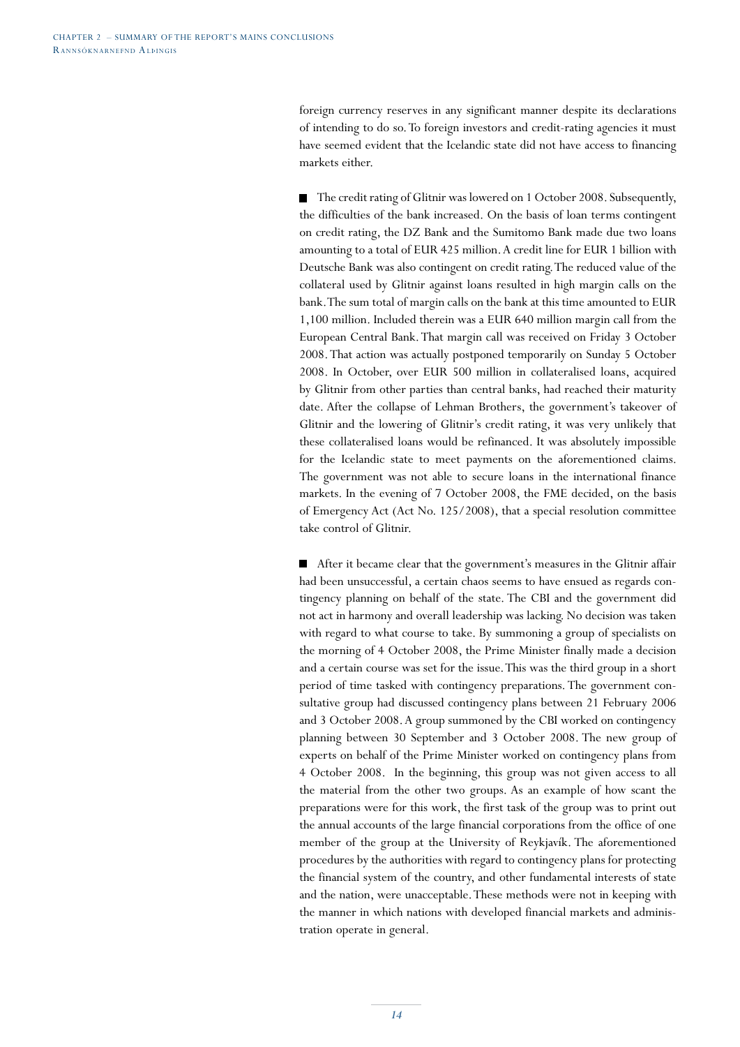foreign currency reserves in any significant manner despite its declarations of intending to do so. To foreign investors and credit-rating agencies it must have seemed evident that the Icelandic state did not have access to financing markets either.

■ The credit rating of Glitnir was lowered on 1 October 2008. Subsequently, the difficulties of the bank increased. On the basis of loan terms contingent on credit rating, the DZ Bank and the Sumitomo Bank made due two loans amounting to a total of EUR 425 million. A credit line for EUR 1 billion with Deutsche Bank was also contingent on credit rating. The reduced value of the collateral used by Glitnir against loans resulted in high margin calls on the bank. The sum total of margin calls on the bank at this time amounted to EUR 1,100 million. Included therein was a EUR 640 million margin call from the European Central Bank. That margin call was received on Friday 3 October 2008. That action was actually postponed temporarily on Sunday 5 October 2008. In October, over EUR 500 million in collateralised loans, acquired by Glitnir from other parties than central banks, had reached their maturity date. After the collapse of Lehman Brothers, the government's takeover of Glitnir and the lowering of Glitnir's credit rating, it was very unlikely that these collateralised loans would be refinanced. It was absolutely impossible for the Icelandic state to meet payments on the aforementioned claims. The government was not able to secure loans in the international finance markets. In the evening of 7 October 2008, the FME decided, on the basis of Emergency Act (Act No. 125/2008), that a special resolution committee take control of Glitnir.

■ After it became clear that the government's measures in the Glitnir affair had been unsuccessful, a certain chaos seems to have ensued as regards contingency planning on behalf of the state. The CBI and the government did not act in harmony and overall leadership was lacking. No decision was taken with regard to what course to take. By summoning a group of specialists on the morning of 4 October 2008, the Prime Minister finally made a decision and a certain course was set for the issue. This was the third group in a short period of time tasked with contingency preparations. The government consultative group had discussed contingency plans between 21 February 2006 and 3 October 2008. A group summoned by the CBI worked on contingency planning between 30 September and 3 October 2008. The new group of experts on behalf of the Prime Minister worked on contingency plans from 4 October 2008. In the beginning, this group was not given access to all the material from the other two groups. As an example of how scant the preparations were for this work, the first task of the group was to print out the annual accounts of the large financial corporations from the office of one member of the group at the University of Reykjavík. The aforementioned procedures by the authorities with regard to contingency plans for protecting the financial system of the country, and other fundamental interests of state and the nation, were unacceptable. These methods were not in keeping with the manner in which nations with developed financial markets and administration operate in general.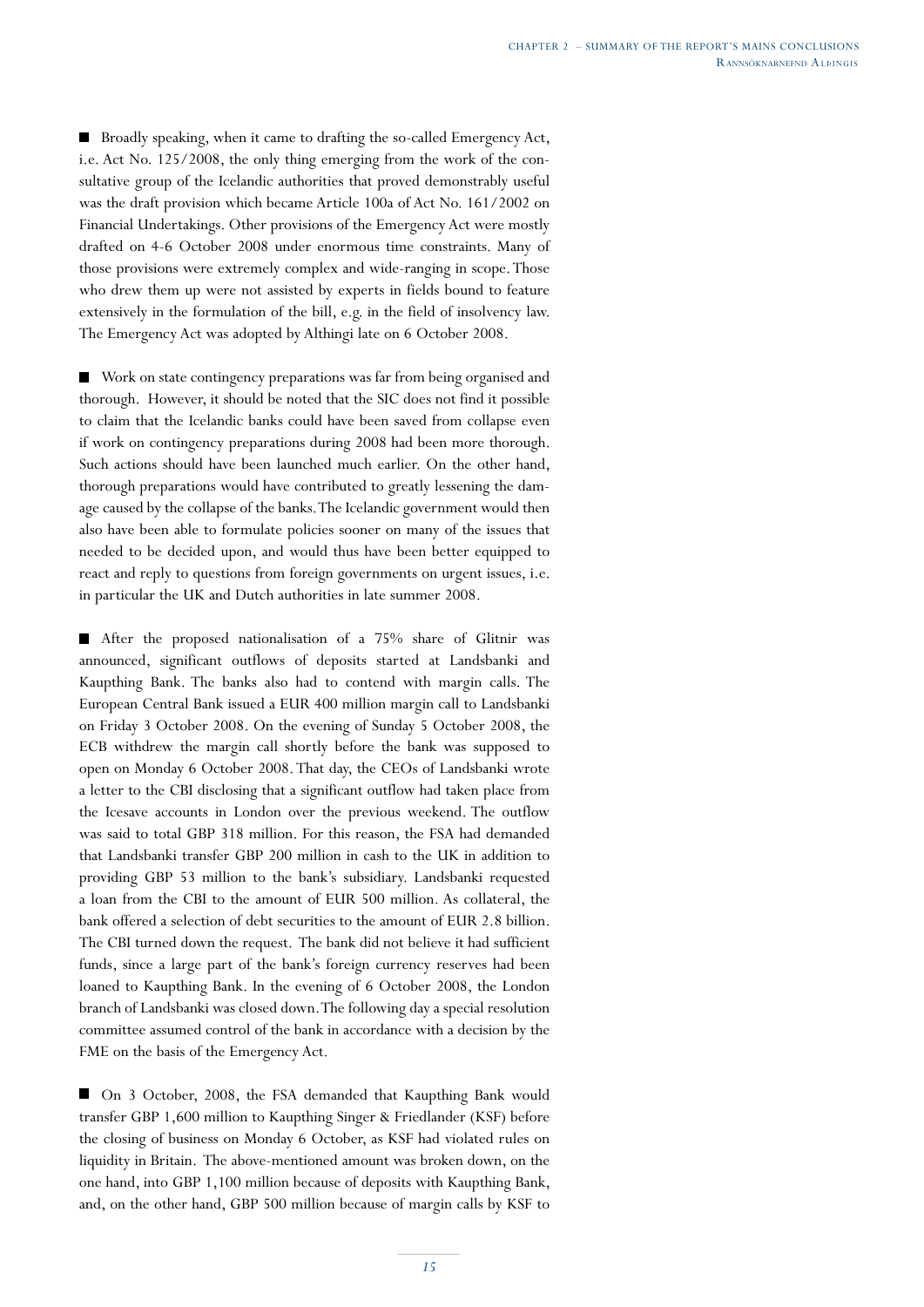■ Broadly speaking, when it came to drafting the so-called Emergency Act, i.e. Act No. 125/2008, the only thing emerging from the work of the consultative group of the Icelandic authorities that proved demonstrably useful was the draft provision which became Article 100a of Act No. 161/2002 on Financial Undertakings. Other provisions of the Emergency Act were mostly drafted on 4-6 October 2008 under enormous time constraints. Many of those provisions were extremely complex and wide-ranging in scope. Those who drew them up were not assisted by experts in fields bound to feature extensively in the formulation of the bill, e.g. in the field of insolvency law. The Emergency Act was adopted by Althingi late on 6 October 2008.

■ Work on state contingency preparations was far from being organised and thorough. However, it should be noted that the SIC does not find it possible to claim that the Icelandic banks could have been saved from collapse even if work on contingency preparations during 2008 had been more thorough. Such actions should have been launched much earlier. On the other hand, thorough preparations would have contributed to greatly lessening the damage caused by the collapse of the banks. The Icelandic government would then also have been able to formulate policies sooner on many of the issues that needed to be decided upon, and would thus have been better equipped to react and reply to questions from foreign governments on urgent issues, i.e. in particular the UK and Dutch authorities in late summer 2008.

■ After the proposed nationalisation of a 75% share of Glitnir was announced, significant outflows of deposits started at Landsbanki and Kaupthing Bank. The banks also had to contend with margin calls. The European Central Bank issued a EUR 400 million margin call to Landsbanki on Friday 3 October 2008. On the evening of Sunday 5 October 2008, the ECB withdrew the margin call shortly before the bank was supposed to open on Monday 6 October 2008. That day, the CEOs of Landsbanki wrote a letter to the CBI disclosing that a significant outflow had taken place from the Icesave accounts in London over the previous weekend. The outflow was said to total GBP 318 million. For this reason, the FSA had demanded that Landsbanki transfer GBP 200 million in cash to the UK in addition to providing GBP 53 million to the bank's subsidiary. Landsbanki requested a loan from the CBI to the amount of EUR 500 million. As collateral, the bank offered a selection of debt securities to the amount of EUR 2.8 billion. The CBI turned down the request. The bank did not believe it had sufficient funds, since a large part of the bank's foreign currency reserves had been loaned to Kaupthing Bank. In the evening of 6 October 2008, the London branch of Landsbanki was closed down. The following day a special resolution committee assumed control of the bank in accordance with a decision by the FME on the basis of the Emergency Act.

■ On 3 October, 2008, the FSA demanded that Kaupthing Bank would transfer GBP 1,600 million to Kaupthing Singer & Friedlander (KSF) before the closing of business on Monday 6 October, as KSF had violated rules on liquidity in Britain. The above-mentioned amount was broken down, on the one hand, into GBP 1,100 million because of deposits with Kaupthing Bank, and, on the other hand, GBP 500 million because of margin calls by KSF to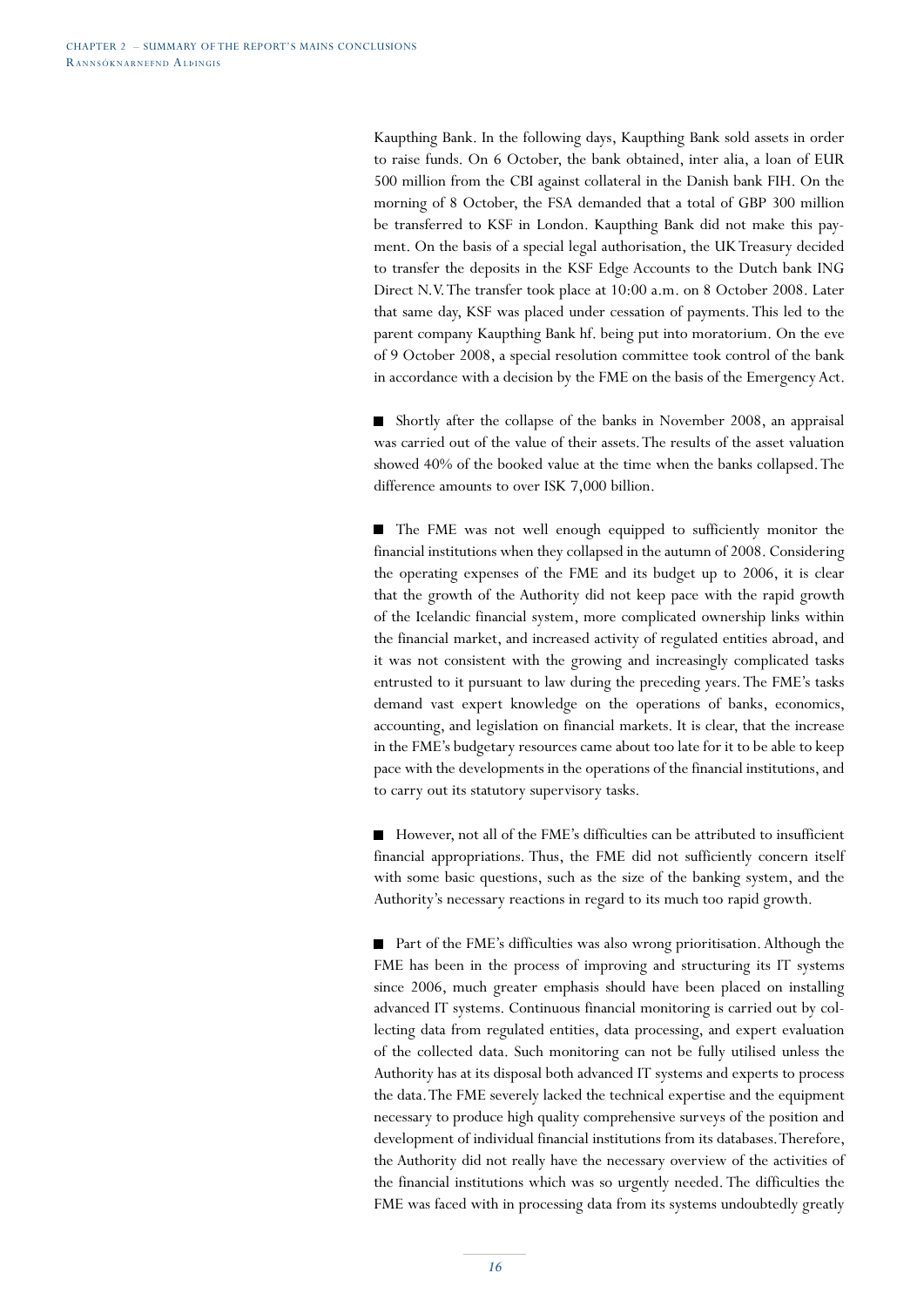Kaupthing Bank. In the following days, Kaupthing Bank sold assets in order to raise funds. On 6 October, the bank obtained, inter alia, a loan of EUR 500 million from the CBI against collateral in the Danish bank FIH. On the morning of 8 October, the FSA demanded that a total of GBP 300 million be transferred to KSF in London. Kaupthing Bank did not make this payment. On the basis of a special legal authorisation, the UK Treasury decided to transfer the deposits in the KSF Edge Accounts to the Dutch bank ING Direct N.V. The transfer took place at 10:00 a.m. on 8 October 2008. Later that same day, KSF was placed under cessation of payments. This led to the parent company Kaupthing Bank hf. being put into moratorium. On the eve of 9 October 2008, a special resolution committee took control of the bank in accordance with a decision by the FME on the basis of the Emergency Act.

- Shortly after the collapse of the banks in November 2008, an appraisal was carried out of the value of their assets. The results of the asset valuation showed 40% of the booked value at the time when the banks collapsed. The difference amounts to over ISK 7,000 billion.

- The FME was not well enough equipped to sufficiently monitor the financial institutions when they collapsed in the autumn of 2008. Considering the operating expenses of the FME and its budget up to 2006, it is clear that the growth of the Authority did not keep pace with the rapid growth of the Icelandic financial system, more complicated ownership links within the financial market, and increased activity of regulated entities abroad, and it was not consistent with the growing and increasingly complicated tasks entrusted to it pursuant to law during the preceding years. The FME's tasks demand vast expert knowledge on the operations of banks, economics, accounting, and legislation on financial markets. It is clear, that the increase in the FME's budgetary resources came about too late for it to be able to keep pace with the developments in the operations of the financial institutions, and to carry out its statutory supervisory tasks.

- However, not all of the FME's difficulties can be attributed to insufficient financial appropriations. Thus, the FME did not sufficiently concern itself with some basic questions, such as the size of the banking system, and the Authority's necessary reactions in regard to its much too rapid growth.

- Part of the FME's difficulties was also wrong prioritisation. Although the FME has been in the process of improving and structuring its IT systems since 2006, much greater emphasis should have been placed on installing advanced IT systems. Continuous financial monitoring is carried out by collecting data from regulated entities, data processing, and expert evaluation of the collected data. Such monitoring can not be fully utilised unless the Authority has at its disposal both advanced IT systems and experts to process the data. The FME severely lacked the technical expertise and the equipment necessary to produce high quality comprehensive surveys of the position and development of individual financial institutions from its databases. Therefore, the Authority did not really have the necessary overview of the activities of the financial institutions which was so urgently needed. The difficulties the FME was faced with in processing data from its systems undoubtedly greatly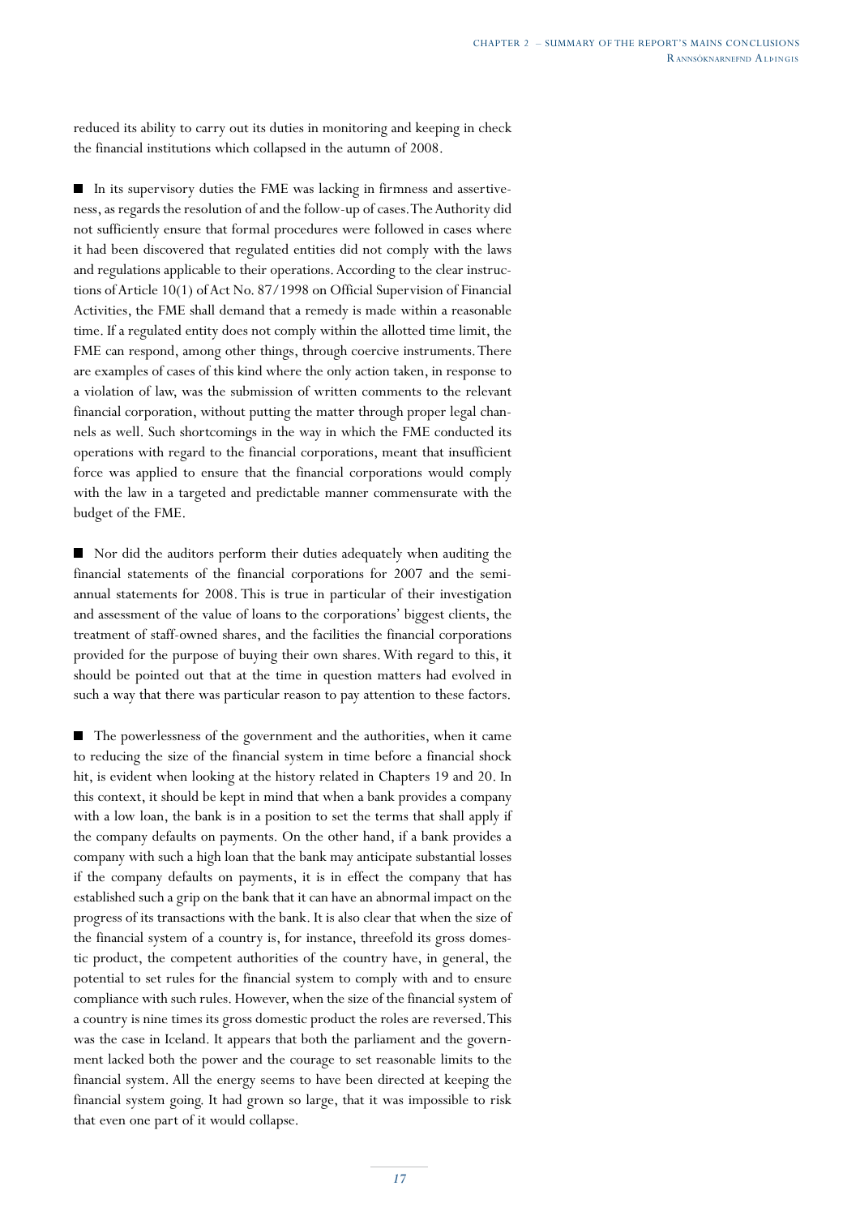reduced its ability to carry out its duties in monitoring and keeping in check the financial institutions which collapsed in the autumn of 2008.

- In its supervisory duties the FME was lacking in firmness and assertiveness, as regards the resolution of and the follow-up of cases. The Authority did not sufficiently ensure that formal procedures were followed in cases where it had been discovered that regulated entities did not comply with the laws and regulations applicable to their operations. According to the clear instructions of Article 10(1) of Act No. 87/1998 on Official Supervision of Financial Activities, the FME shall demand that a remedy is made within a reasonable time. If a regulated entity does not comply within the allotted time limit, the FME can respond, among other things, through coercive instruments. There are examples of cases of this kind where the only action taken, in response to a violation of law, was the submission of written comments to the relevant financial corporation, without putting the matter through proper legal channels as well. Such shortcomings in the way in which the FME conducted its operations with regard to the financial corporations, meant that insufficient force was applied to ensure that the financial corporations would comply with the law in a targeted and predictable manner commensurate with the budget of the FME.

- Nor did the auditors perform their duties adequately when auditing the financial statements of the financial corporations for 2007 and the semi-annual statements for 2008. This is true in particular of their investigation and assessment of the value of loans to the corporations' biggest clients, the treatment of staff-owned shares, and the facilities the financial corporations provided for the purpose of buying their own shares. With regard to this, it should be pointed out that at the time in question matters had evolved in such a way that there was particular reason to pay attention to these factors.

- The powerlessness of the government and the authorities, when it came to reducing the size of the financial system in time before a financial shock hit, is evident when looking at the history related in Chapters 19 and 20. In this context, it should be kept in mind that when a bank provides a company with a low loan, the bank is in a position to set the terms that shall apply if the company defaults on payments. On the other hand, if a bank provides a company with such a high loan that the bank may anticipate substantial losses if the company defaults on payments, it is in effect the company that has established such a grip on the bank that it can have an abnormal impact on the progress of its transactions with the bank. It is also clear that when the size of the financial system of a country is, for instance, threefold its gross domestic product, the competent authorities of the country have, in general, the potential to set rules for the financial system to comply with and to ensure compliance with such rules. However, when the size of the financial system of a country is nine times its gross domestic product the roles are reversed. This was the case in Iceland. It appears that both the parliament and the government lacked both the power and the courage to set reasonable limits to the financial system. All the energy seems to have been directed at keeping the financial system going. It had grown so large, that it was impossible to risk that even one part of it would collapse.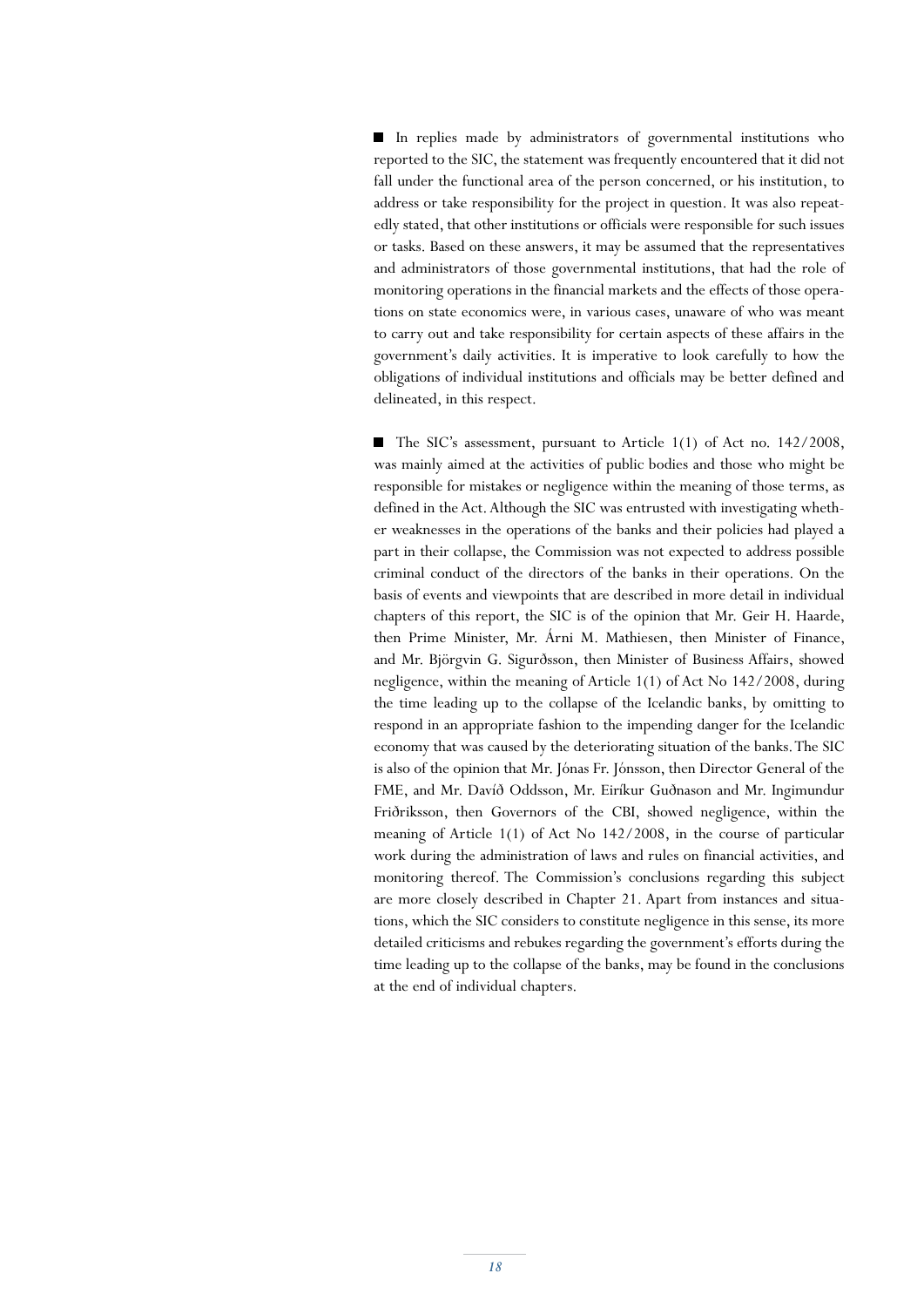■ In replies made by administrators of governmental institutions who reported to the SIC, the statement was frequently encountered that it did not fall under the functional area of the person concerned, or his institution, to address or take responsibility for the project in question. It was also repeatedly stated, that other institutions or officials were responsible for such issues or tasks. Based on these answers, it may be assumed that the representatives and administrators of those governmental institutions, that had the role of monitoring operations in the financial markets and the effects of those operations on state economics were, in various cases, unaware of who was meant to carry out and take responsibility for certain aspects of these affairs in the government's daily activities. It is imperative to look carefully to how the obligations of individual institutions and officials may be better defined and delineated, in this respect.

■ The SIC's assessment, pursuant to Article 1(1) of Act no. 142/2008, was mainly aimed at the activities of public bodies and those who might be responsible for mistakes or negligence within the meaning of those terms, as defined in the Act. Although the SIC was entrusted with investigating whether weaknesses in the operations of the banks and their policies had played a part in their collapse, the Commission was not expected to address possible criminal conduct of the directors of the banks in their operations. On the basis of events and viewpoints that are described in more detail in individual chapters of this report, the SIC is of the opinion that Mr. Geir H. Haarde, then Prime Minister, Mr. Árni M. Mathiesen, then Minister of Finance, and Mr. Björgvin G. Sigurðsson, then Minister of Business Affairs, showed negligence, within the meaning of Article 1(1) of Act No 142/2008, during the time leading up to the collapse of the Icelandic banks, by omitting to respond in an appropriate fashion to the impending danger for the Icelandic economy that was caused by the deteriorating situation of the banks. The SIC is also of the opinion that Mr. Jónas Fr. Jónsson, then Director General of the FME, and Mr. Davíð Oddsson, Mr. Eiríkur Guðnason and Mr. Ingimundur Friðriksson, then Governors of the CBI, showed negligence, within the meaning of Article 1(1) of Act No 142/2008, in the course of particular work during the administration of laws and rules on financial activities, and monitoring thereof. The Commission's conclusions regarding this subject are more closely described in Chapter 21. Apart from instances and situations, which the SIC considers to constitute negligence in this sense, its more detailed criticisms and rebukes regarding the government's efforts during the time leading up to the collapse of the banks, may be found in the conclusions at the end of individual chapters.